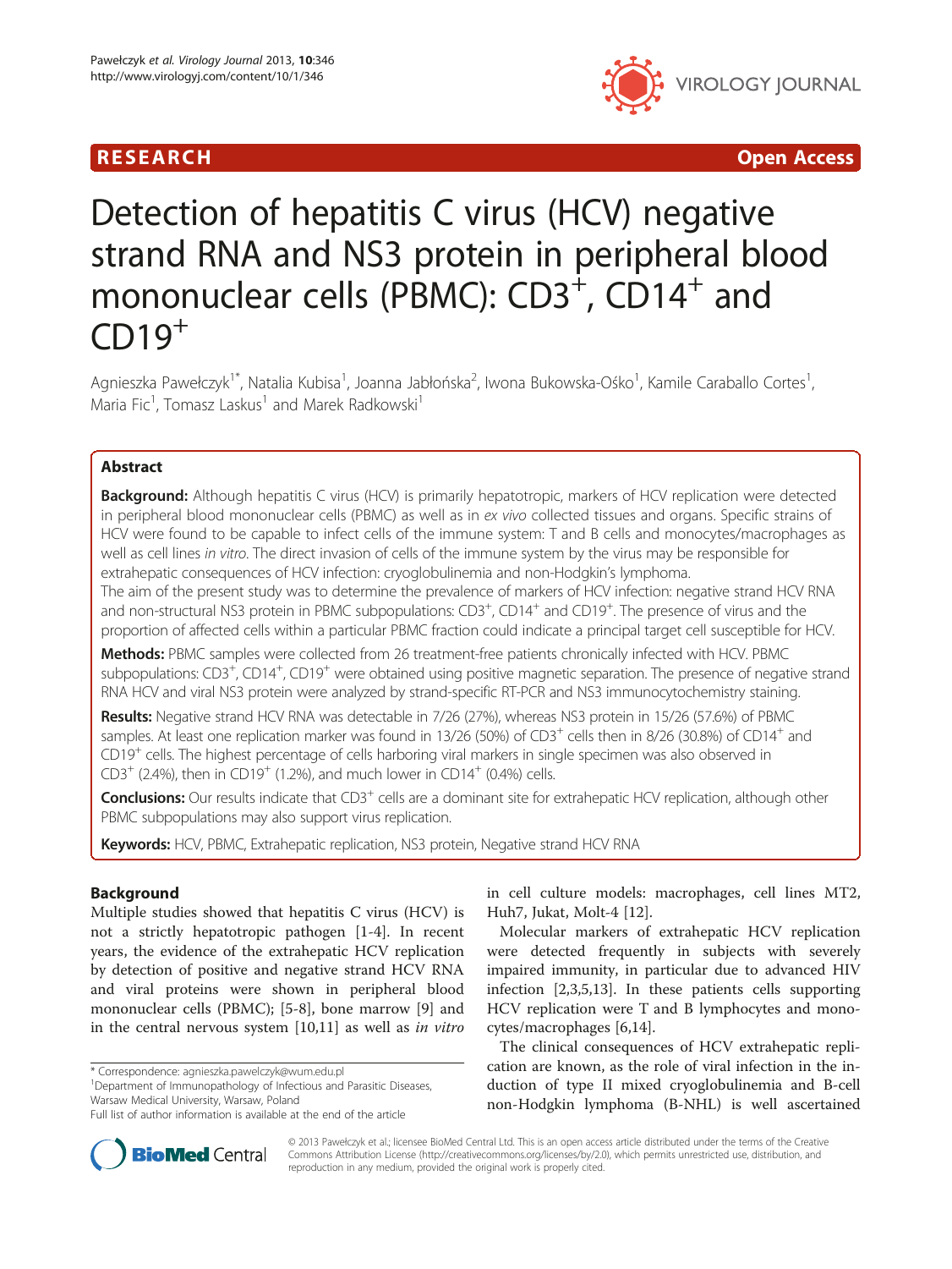RESEARCH Open Access

# Detection of hepatitis C virus (HCV) negative strand RNA and NS3 protein in peripheral blood mononuclear cells (PBMC): CD3+, CD14+ and CD19+

Agnieszka Pawełczyk[1*], Natalia Kubisa[1], Joanna Jabłońska[2], Iwona Bukowska-Ośko[1], Kamile Caraballo Cortes[1], Maria Fic[1], Tomasz Laskus[1] and Marek Radkowski[1]

## Abstract

**Background:** Although hepatitis C virus (HCV) is primarily hepatotropic, markers of HCV replication were detected in peripheral blood mononuclear cells (PBMC) as well as in *ex vivo* collected tissues and organs. Specific strains of HCV were found to be capable to infect cells of the immune system: T and B cells and monocytes/macrophages as well as cell lines *in vitro*. The direct invasion of cells of the immune system by the virus may be responsible for extrahepatic consequences of HCV infection: cryoglobulinemia and non-Hodgkin's lymphoma.

The aim of the present study was to determine the prevalence of markers of HCV infection: negative strand HCV RNA and non-structural NS3 protein in PBMC subpopulations: CD3+, CD14+ and CD19+. The presence of virus and the proportion of affected cells within a particular PBMC fraction could indicate a principal target cell susceptible for HCV.

**Methods:** PBMC samples were collected from 26 treatment-free patients chronically infected with HCV. PBMC subpopulations: CD3+, CD14+, CD19+ were obtained using positive magnetic separation. The presence of negative strand RNA HCV and viral NS3 protein were analyzed by strand-specific RT-PCR and NS3 immunocytochemistry staining.

**Results:** Negative strand HCV RNA was detectable in 7/26 (27%), whereas NS3 protein in 15/26 (57.6%) of PBMC samples. At least one replication marker was found in 13/26 (50%) of CD3+ cells then in 8/26 (30.8%) of CD14+ and CD19+ cells. The highest percentage of cells harboring viral markers in single specimen was also observed in CD3+ (2.4%), then in CD19+ (1.2%), and much lower in CD14+ (0.4%) cells.

**Conclusions:** Our results indicate that CD3+ cells are a dominant site for extrahepatic HCV replication, although other PBMC subpopulations may also support virus replication.

**Keywords:** HCV, PBMC, Extrahepatic replication, NS3 protein, Negative strand HCV RNA

## Background

Multiple studies showed that hepatitis C virus (HCV) is not a strictly hepatotropic pathogen [1-4]. In recent years, the evidence of the extrahepatic HCV replication by detection of positive and negative strand HCV RNA and viral proteins were shown in peripheral blood mononuclear cells (PBMC); [5-8], bone marrow [9] and in the central nervous system [10,11] as well as *in vitro* in cell culture models: macrophages, cell lines MT2, Huh7, Jukat, Molt-4 [12].

Molecular markers of extrahepatic HCV replication were detected frequently in subjects with severely impaired immunity, in particular due to advanced HIV infection [2,3,5,13]. In these patients cells supporting HCV replication were T and B lymphocytes and monocytes/macrophages [6,14].

The clinical consequences of HCV extrahepatic replication are known, as the role of viral infection in the induction of type II mixed cryoglobulinemia and B-cell non-Hodgkin lymphoma (B-NHL) is well ascertained

\* Correspondence: agnieszka.pawelczyk@wum.edu.pl
[1]Department of Immunopathology of Infectious and Parasitic Diseases, Warsaw Medical University, Warsaw, Poland
Full list of author information is available at the end of the article

© 2013 Pawełczyk et al.; licensee BioMed Central Ltd. This is an open access article distributed under the terms of the Creative Commons Attribution License (http://creativecommons.org/licenses/by/2.0), which permits unrestricted use, distribution, and reproduction in any medium, provided the original work is properly cited.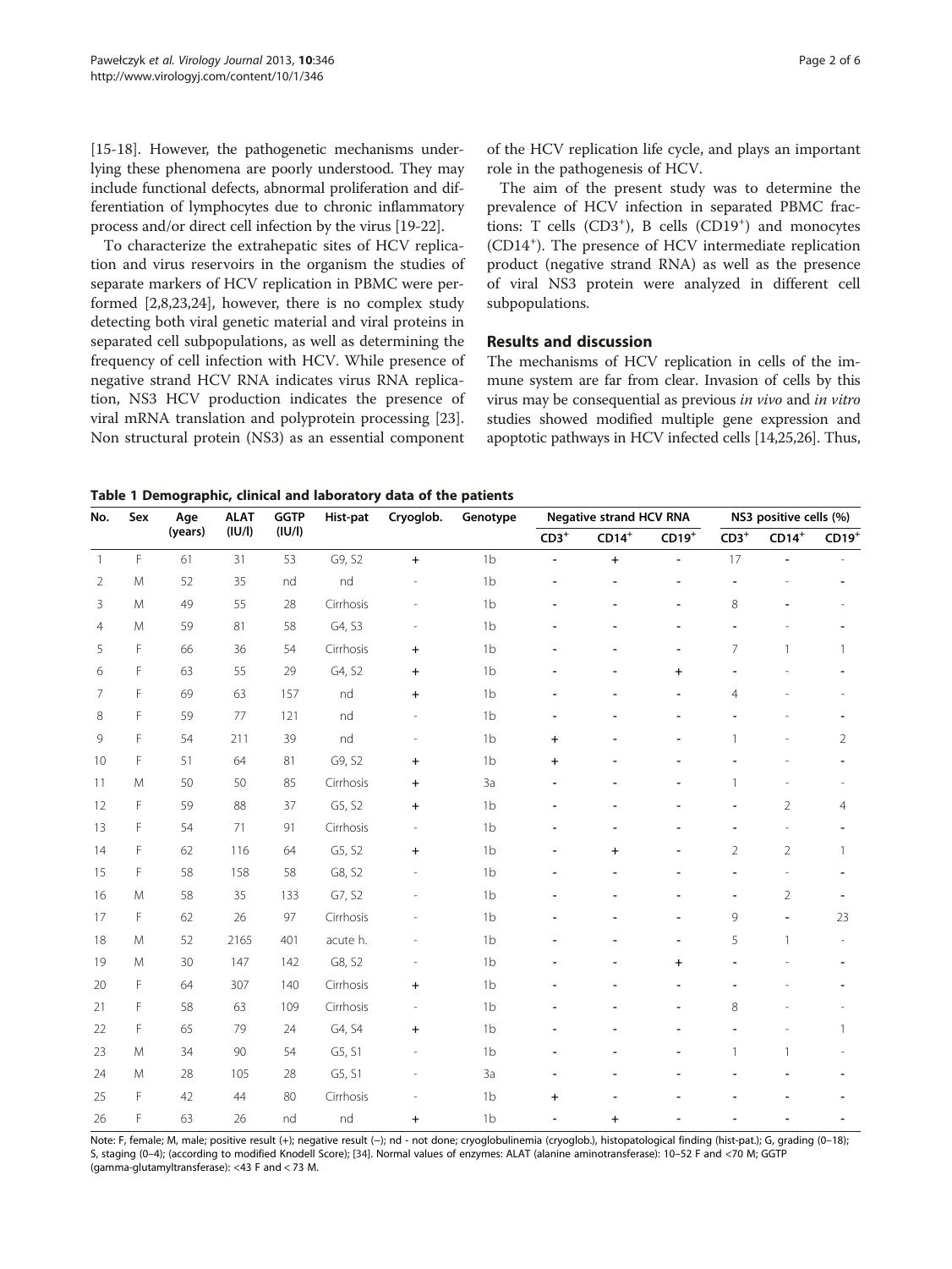[15-18]. However, the pathogenetic mechanisms underlying these phenomena are poorly understood. They may include functional defects, abnormal proliferation and differentiation of lymphocytes due to chronic inflammatory process and/or direct cell infection by the virus [19-22].

To characterize the extrahepatic sites of HCV replication and virus reservoirs in the organism the studies of separate markers of HCV replication in PBMC were performed [2,8,23,24], however, there is no complex study detecting both viral genetic material and viral proteins in separated cell subpopulations, as well as determining the frequency of cell infection with HCV. While presence of negative strand HCV RNA indicates virus RNA replication, NS3 HCV production indicates the presence of viral mRNA translation and polyprotein processing [23]. Non structural protein (NS3) as an essential component of the HCV replication life cycle, and plays an important role in the pathogenesis of HCV.

The aim of the present study was to determine the prevalence of HCV infection in separated PBMC fractions: T cells ($CD3^+$), B cells ($CD19^+$) and monocytes ($CD14^+$). The presence of HCV intermediate replication product (negative strand RNA) as well as the presence of viral NS3 protein were analyzed in different cell subpopulations.

## Results and discussion

The mechanisms of HCV replication in cells of the immune system are far from clear. Invasion of cells by this virus may be consequential as previous *in vivo* and *in vitro* studies showed modified multiple gene expression and apoptotic pathways in HCV infected cells [14,25,26]. Thus,

**Table 1 Demographic, clinical and laboratory data of the patients**

| No. | Sex | Age (years) | ALAT (IU/l) | GGTP (IU/l) | Hist-pat | Cryoglob. | Genotype | Negative strand HCV RNA | | | NS3 positive cells (%) | | |
|---|---|---|---|---|---|---|---|---|---|---|---|---|---|
| | | | | | | | | $CD3^+$ | $CD14^+$ | $CD19^+$ | $CD3^+$ | $CD14^+$ | $CD19^+$ |
| 1 | F | 61 | 31 | 53 | G9, S2 | + | 1b | - | + | - | 17 | - | - |
| 2 | M | 52 | 35 | nd | nd | - | 1b | - | - | - | - | - | - |
| 3 | M | 49 | 55 | 28 | Cirrhosis | - | 1b | - | - | - | 8 | - | - |
| 4 | M | 59 | 81 | 58 | G4, S3 | - | 1b | - | - | - | - | - | - |
| 5 | F | 66 | 36 | 54 | Cirrhosis | + | 1b | - | - | - | 7 | 1 | 1 |
| 6 | F | 63 | 55 | 29 | G4, S2 | + | 1b | - | - | + | - | - | - |
| 7 | F | 69 | 63 | 157 | nd | + | 1b | - | - | - | 4 | - | - |
| 8 | F | 59 | 77 | 121 | nd | - | 1b | - | - | - | - | - | - |
| 9 | F | 54 | 211 | 39 | nd | - | 1b | + | - | - | 1 | - | 2 |
| 10 | F | 51 | 64 | 81 | G9, S2 | + | 1b | + | - | - | - | - | - |
| 11 | M | 50 | 50 | 85 | Cirrhosis | + | 3a | - | - | - | 1 | - | - |
| 12 | F | 59 | 88 | 37 | G5, S2 | + | 1b | - | - | - | - | 2 | 4 |
| 13 | F | 54 | 71 | 91 | Cirrhosis | - | 1b | - | - | - | - | - | - |
| 14 | F | 62 | 116 | 64 | G5, S2 | + | 1b | - | + | - | 2 | 2 | 1 |
| 15 | F | 58 | 158 | 58 | G8, S2 | - | 1b | - | - | - | - | - | - |
| 16 | M | 58 | 35 | 133 | G7, S2 | - | 1b | - | - | - | - | 2 | - |
| 17 | F | 62 | 26 | 97 | Cirrhosis | - | 1b | - | - | - | 9 | - | 23 |
| 18 | M | 52 | 2165 | 401 | acute h. | - | 1b | - | - | - | 5 | 1 | - |
| 19 | M | 30 | 147 | 142 | G8, S2 | - | 1b | - | - | + | - | - | - |
| 20 | F | 64 | 307 | 140 | Cirrhosis | + | 1b | - | - | - | - | - | - |
| 21 | F | 58 | 63 | 109 | Cirrhosis | - | 1b | - | - | - | 8 | - | - |
| 22 | F | 65 | 79 | 24 | G4, S4 | + | 1b | - | - | - | - | - | 1 |
| 23 | M | 34 | 90 | 54 | G5, S1 | - | 1b | - | - | - | 1 | 1 | - |
| 24 | M | 28 | 105 | 28 | G5, S1 | - | 3a | - | - | - | - | - | - |
| 25 | F | 42 | 44 | 80 | Cirrhosis | - | 1b | + | - | - | - | - | - |
| 26 | F | 63 | 26 | nd | nd | + | 1b | - | + | - | - | - | - |

Note: F, female; M, male; positive result (+); negative result (–); nd - not done; cryoglobulinemia (cryoglob.), histopatological finding (hist-pat.); G, grading (0–18); S, staging (0–4); (according to modified Knodell Score); [34]. Normal values of enzymes: ALAT (alanine aminotransferase): 10–52 F and <70 M; GGTP (gamma-glutamyltransferase): <43 F and < 73 M.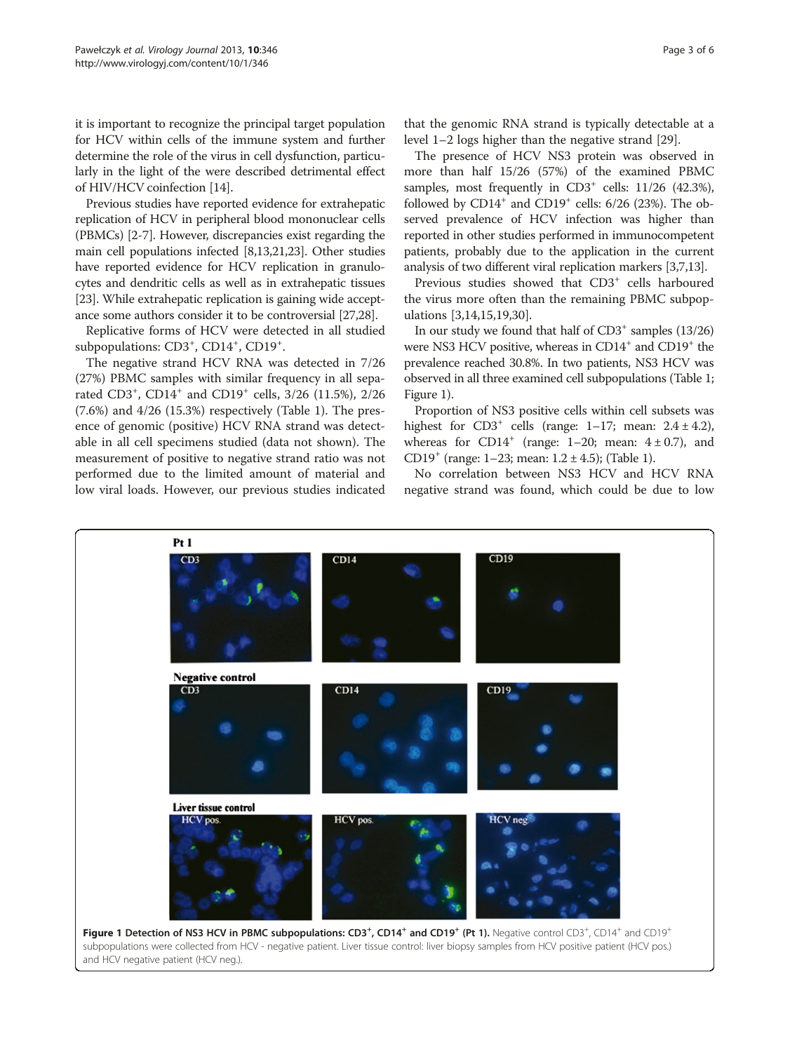it is important to recognize the principal target population for HCV within cells of the immune system and further determine the role of the virus in cell dysfunction, particularly in the light of the were described detrimental effect of HIV/HCV coinfection [14].

Previous studies have reported evidence for extrahepatic replication of HCV in peripheral blood mononuclear cells (PBMCs) [2-7]. However, discrepancies exist regarding the main cell populations infected [8,13,21,23]. Other studies have reported evidence for HCV replication in granulocytes and dendritic cells as well as in extrahepatic tissues [23]. While extrahepatic replication is gaining wide acceptance some authors consider it to be controversial [27,28].

Replicative forms of HCV were detected in all studied subpopulations: $CD3^+$, $CD14^+$, $CD19^+$.

The negative strand HCV RNA was detected in 7/26 (27%) PBMC samples with similar frequency in all separated $CD3^+$, $CD14^+$ and $CD19^+$ cells, 3/26 (11.5%), 2/26 (7.6%) and 4/26 (15.3%) respectively (Table 1). The presence of genomic (positive) HCV RNA strand was detectable in all cell specimens studied (data not shown). The measurement of positive to negative strand ratio was not performed due to the limited amount of material and low viral loads. However, our previous studies indicated that the genomic RNA strand is typically detectable at a level 1–2 logs higher than the negative strand [29].

The presence of HCV NS3 protein was observed in more than half 15/26 (57%) of the examined PBMC samples, most frequently in $CD3^+$ cells: 11/26 (42.3%), followed by $CD14^+$ and $CD19^+$ cells: 6/26 (23%). The observed prevalence of HCV infection was higher than reported in other studies performed in immunocompetent patients, probably due to the application in the current analysis of two different viral replication markers [3,7,13].

Previous studies showed that $CD3^+$ cells harboured the virus more often than the remaining PBMC subpopulations [3,14,15,19,30].

In our study we found that half of $CD3^+$ samples (13/26) were NS3 HCV positive, whereas in $CD14^+$ and $CD19^+$ the prevalence reached 30.8%. In two patients, NS3 HCV was observed in all three examined cell subpopulations (Table 1; Figure 1).

Proportion of NS3 positive cells within cell subsets was highest for $CD3^+$ cells (range: 1–17; mean: $2.4 \pm 4.2$), whereas for $CD14^+$ (range: 1–20; mean: $4 \pm 0.7$), and $CD19^+$ (range: 1–23; mean: $1.2 \pm 4.5$); (Table 1).

No correlation between NS3 HCV and HCV RNA negative strand was found, which could be due to low

**Figure 1 Detection of NS3 HCV in PBMC subpopulations: $CD3^+$, $CD14^+$ and $CD19^+$ (Pt 1).** Negative control $CD3^+$, $CD14^+$ and $CD19^+$ subpopulations were collected from HCV - negative patient. Liver tissue control: liver biopsy samples from HCV positive patient (HCV pos.) and HCV negative patient (HCV neg.).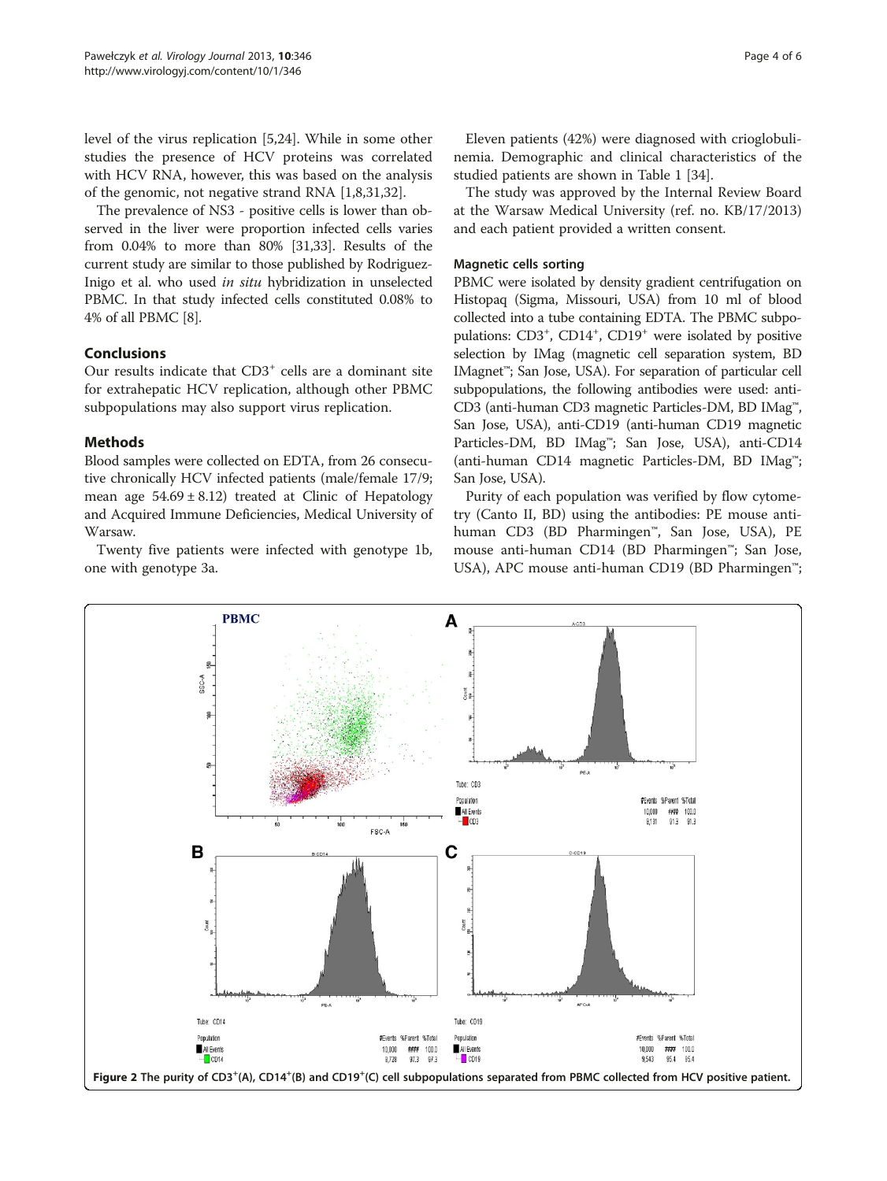level of the virus replication [5,24]. While in some other studies the presence of HCV proteins was correlated with HCV RNA, however, this was based on the analysis of the genomic, not negative strand RNA [1,8,31,32].

The prevalence of NS3 - positive cells is lower than observed in the liver were proportion infected cells varies from 0.04% to more than 80% [31,33]. Results of the current study are similar to those published by Rodriguez-Inigo et al. who used *in situ* hybridization in unselected PBMC. In that study infected cells constituted 0.08% to 4% of all PBMC [8].

## Conclusions

Our results indicate that $CD3^+$ cells are a dominant site for extrahepatic HCV replication, although other PBMC subpopulations may also support virus replication.

## Methods

Blood samples were collected on EDTA, from 26 consecutive chronically HCV infected patients (male/female 17/9; mean age $54.69 \pm 8.12$) treated at Clinic of Hepatology and Acquired Immune Deficiencies, Medical University of Warsaw.

Twenty five patients were infected with genotype 1b, one with genotype 3a.

Eleven patients (42%) were diagnosed with crioglobulinemia. Demographic and clinical characteristics of the studied patients are shown in Table 1 [34].

The study was approved by the Internal Review Board at the Warsaw Medical University (ref. no. KB/17/2013) and each patient provided a written consent.

### Magnetic cells sorting

PBMC were isolated by density gradient centrifugation on Histopaq (Sigma, Missouri, USA) from 10 ml of blood collected into a tube containing EDTA. The PBMC subpopulations: $CD3^+$, $CD14^+$, $CD19^+$ were isolated by positive selection by IMag (magnetic cell separation system, BD IMagnet™; San Jose, USA). For separation of particular cell subpopulations, the following antibodies were used: anti-CD3 (anti-human CD3 magnetic Particles-DM, BD IMag™, San Jose, USA), anti-CD19 (anti-human CD19 magnetic Particles-DM, BD IMag™; San Jose, USA), anti-CD14 (anti-human CD14 magnetic Particles-DM, BD IMag™; San Jose, USA).

Purity of each population was verified by flow cytometry (Canto II, BD) using the antibodies: PE mouse anti-human CD3 (BD Pharmingen™, San Jose, USA), PE mouse anti-human CD14 (BD Pharmingen™; San Jose, USA), APC mouse anti-human CD19 (BD Pharmingen™;

Figure 2 The purity of $CD3^+$(A), $CD14^+$(B) and $CD19^+$(C) cell subpopulations separated from PBMC collected from HCV positive patient.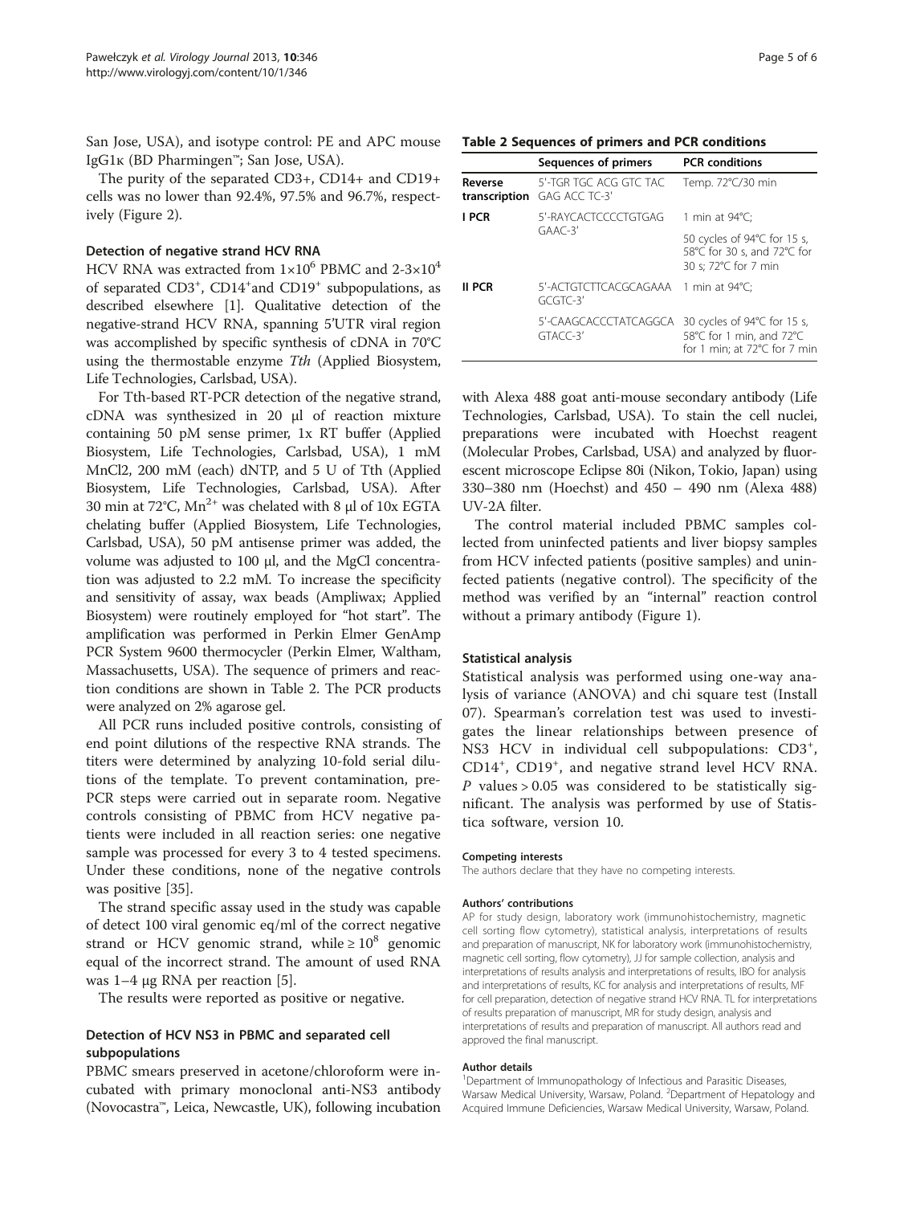San Jose, USA), and isotype control: PE and APC mouse IgG1κ (BD Pharmingen™; San Jose, USA).

The purity of the separated CD3+, CD14+ and CD19+ cells was no lower than 92.4%, 97.5% and 96.7%, respectively (Figure 2).

### Detection of negative strand HCV RNA

HCV RNA was extracted from $1{\times}10^6$ PBMC and $2\text{-}3{\times}10^4$ of separated $CD3^+$, $CD14^+$and $CD19^+$ subpopulations, as described elsewhere [1]. Qualitative detection of the negative-strand HCV RNA, spanning 5'UTR viral region was accomplished by specific synthesis of cDNA in 70°C using the thermostable enzyme *Tth* (Applied Biosystem, Life Technologies, Carlsbad, USA).

For Tth-based RT-PCR detection of the negative strand, cDNA was synthesized in 20 μl of reaction mixture containing 50 pM sense primer, 1x RT buffer (Applied Biosystem, Life Technologies, Carlsbad, USA), 1 mM MnCl2, 200 mM (each) dNTP, and 5 U of Tth (Applied Biosystem, Life Technologies, Carlsbad, USA). After 30 min at 72°C, $Mn^{2+}$ was chelated with 8 μl of 10x EGTA chelating buffer (Applied Biosystem, Life Technologies, Carlsbad, USA), 50 pM antisense primer was added, the volume was adjusted to 100 μl, and the MgCl concentration was adjusted to 2.2 mM. To increase the specificity and sensitivity of assay, wax beads (Ampliwax; Applied Biosystem) were routinely employed for "hot start". The amplification was performed in Perkin Elmer GenAmp PCR System 9600 thermocycler (Perkin Elmer, Waltham, Massachusetts, USA). The sequence of primers and reaction conditions are shown in Table 2. The PCR products were analyzed on 2% agarose gel.

All PCR runs included positive controls, consisting of end point dilutions of the respective RNA strands. The titers were determined by analyzing 10-fold serial dilutions of the template. To prevent contamination, pre-PCR steps were carried out in separate room. Negative controls consisting of PBMC from HCV negative patients were included in all reaction series: one negative sample was processed for every 3 to 4 tested specimens. Under these conditions, none of the negative controls was positive [35].

The strand specific assay used in the study was capable of detect 100 viral genomic eq/ml of the correct negative strand or HCV genomic strand, while $\geq 10^8$ genomic equal of the incorrect strand. The amount of used RNA was 1–4 μg RNA per reaction [5].

The results were reported as positive or negative.

### Detection of HCV NS3 in PBMC and separated cell subpopulations

PBMC smears preserved in acetone/chloroform were incubated with primary monoclonal anti-NS3 antibody (Novocastra™, Leica, Newcastle, UK), following incubation with Alexa 488 goat anti-mouse secondary antibody (Life Technologies, Carlsbad, USA). To stain the cell nuclei, preparations were incubated with Hoechst reagent (Molecular Probes, Carlsbad, USA) and analyzed by fluorescent microscope Eclipse 80i (Nikon, Tokio, Japan) using 330–380 nm (Hoechst) and 450 – 490 nm (Alexa 488) UV-2A filter.

The control material included PBMC samples collected from uninfected patients and liver biopsy samples from HCV infected patients (positive samples) and uninfected patients (negative control). The specificity of the method was verified by an "internal" reaction control without a primary antibody (Figure 1).

**Table 2 Sequences of primers and PCR conditions**

| | Sequences of primers | PCR conditions |
|---|---|---|
| **Reverse transcription** | 5'-TGR TGC ACG GTC TAC GAG ACC TC-3' | Temp. 72°C/30 min |
| **I PCR** | 5'-RAYCACTCCCCTGTGAG GAAC-3' | 1 min at 94°C; 50 cycles of 94°C for 15 s, 58°C for 30 s, and 72°C for 30 s; 72°C for 7 min |
| **II PCR** | 5'-ACTGTCTTCACGCAGAAA GCGTC-3' 5'-CAAGCACCCTATCAGGCA GTACC-3' | 1 min at 94°C; 30 cycles of 94°C for 15 s, 58°C for 1 min, and 72°C for 1 min; at 72°C for 7 min |

### Statistical analysis

Statistical analysis was performed using one-way analysis of variance (ANOVA) and chi square test (Install 07). Spearman's correlation test was used to investigates the linear relationships between presence of NS3 HCV in individual cell subpopulations: $CD3^+$, $CD14^+$, $CD19^+$, and negative strand level HCV RNA. *P* values > 0.05 was considered to be statistically significant. The analysis was performed by use of Statistica software, version 10.

#### Competing interests

The authors declare that they have no competing interests.

#### Authors' contributions

AP for study design, laboratory work (immunohistochemistry, magnetic cell sorting flow cytometry), statistical analysis, interpretations of results and preparation of manuscript, NK for laboratory work (immunohistochemistry, magnetic cell sorting, flow cytometry), JJ for sample collection, analysis and interpretations of results analysis and interpretations of results, IBO for analysis and interpretations of results, KC for analysis and interpretations of results, MF for cell preparation, detection of negative strand HCV RNA. TL for interpretations of results preparation of manuscript, MR for study design, analysis and interpretations of results and preparation of manuscript. All authors read and approved the final manuscript.

#### Author details

[1]Department of Immunopathology of Infectious and Parasitic Diseases, Warsaw Medical University, Warsaw, Poland. [2]Department of Hepatology and Acquired Immune Deficiencies, Warsaw Medical University, Warsaw, Poland.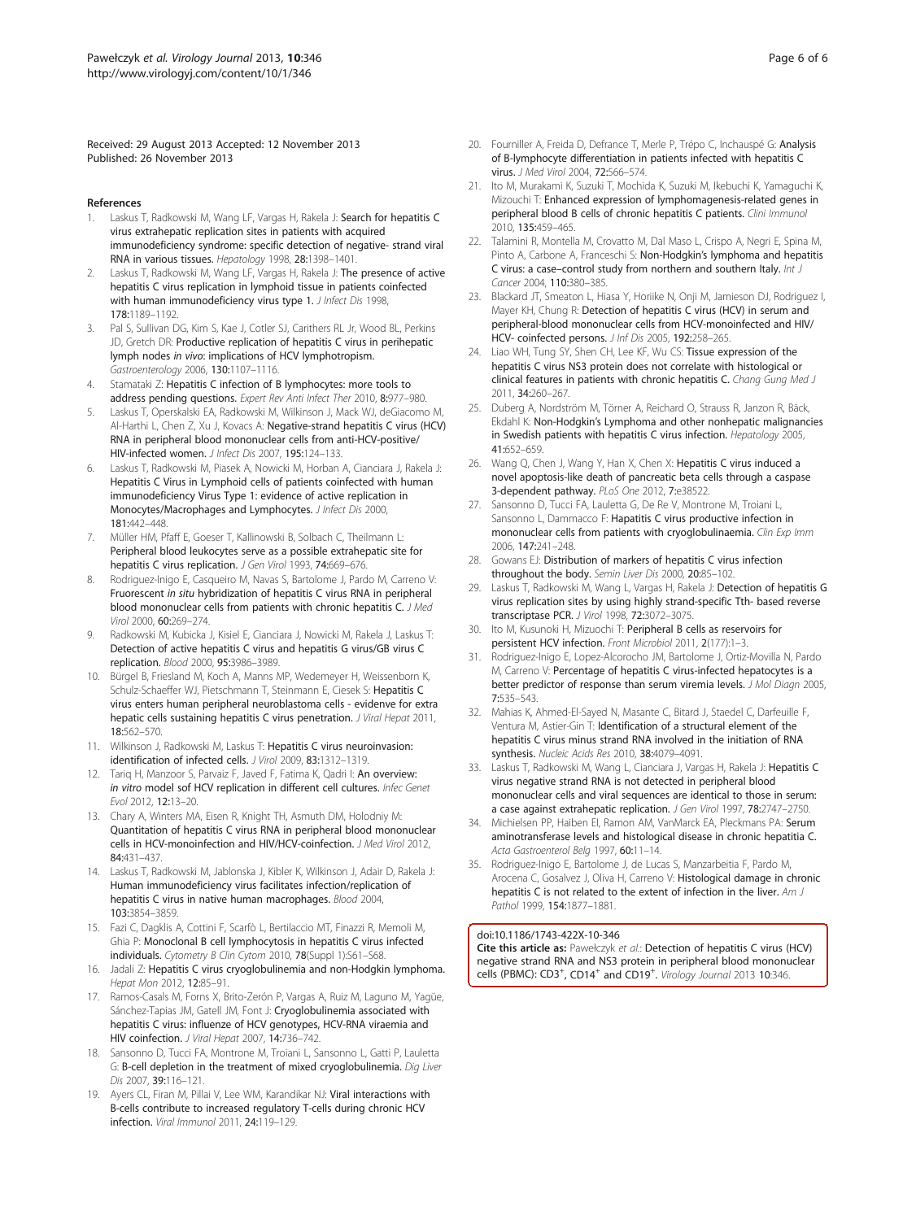Received: 29 August 2013 Accepted: 12 November 2013
Published: 26 November 2013

## References

1. Laskus T, Radkowski M, Wang LF, Vargas H, Rakela J: **Search for hepatitis C virus extrahepatic replication sites in patients with acquired immunodeficiency syndrome: specific detection of negative- strand viral RNA in various tissues.** *Hepatology* 1998, **28**:1398–1401.
2. Laskus T, Radkowski M, Wang LF, Vargas H, Rakela J: **The presence of active hepatitis C virus replication in lymphoid tissue in patients coinfected with human immunodeficiency virus type 1.** *J Infect Dis* 1998, **178**:1189–1192.
3. Pal S, Sullivan DG, Kim S, Kae J, Cotler SJ, Carithers RL Jr, Wood BL, Perkins JD, Gretch DR: **Productive replication of hepatitis C virus in perihepatic lymph nodes** ***in vivo*****: implications of HCV lymphotropism.** *Gastroenterology* 2006, **130**:1107–1116.
4. Stamataki Z: **Hepatitis C infection of B lymphocytes: more tools to address pending questions.** *Expert Rev Anti Infect Ther* 2010, **8**:977–980.
5. Laskus T, Operskalski EA, Radkowski M, Wilkinson J, Mack WJ, deGiacomo M, Al-Harthi L, Chen Z, Xu J, Kovacs A: **Negative-strand hepatitis C virus (HCV) RNA in peripheral blood mononuclear cells from anti-HCV-positive/ HIV-infected women.** *J Infect Dis* 2007, **195**:124–133.
6. Laskus T, Radkowski M, Piasek A, Nowicki M, Horban A, Cianciara J, Rakela J: **Hepatitis C Virus in Lymphoid cells of patients coinfected with human immunodeficiency Virus Type 1: evidence of active replication in Monocytes/Macrophages and Lymphocytes.** *J Infect Dis* 2000, **181**:442–448.
7. Müller HM, Pfaff E, Goeser T, Kallinowski B, Solbach C, Theilmann L: **Peripheral blood leukocytes serve as a possible extrahepatic site for hepatitis C virus replication.** *J Gen Virol* 1993, **74**:669–676.
8. Rodriguez-Inigo E, Casqueiro M, Navas S, Bartolome J, Pardo M, Carreno V: **Fruorescent** ***in situ*** **hybridization of hepatitis C virus RNA in peripheral blood mononuclear cells from patients with chronic hepatitis C.** *J Med Virol* 2000, **60**:269–274.
9. Radkowski M, Kubicka J, Kisiel E, Cianciara J, Nowicki M, Rakela J, Laskus T: **Detection of active hepatitis C virus and hepatitis G virus/GB virus C replication.** *Blood* 2000, **95**:3986–3989.
10. Bürgel B, Friesland M, Koch A, Manns MP, Wedemeyer H, Weissenborn K, Schulz-Schaeffer WJ, Pietschmann T, Steinmann E, Ciesek S: **Hepatitis C virus enters human peripheral neuroblastoma cells - evidenve for extra hepatic cells sustaining hepatitis C virus penetration.** *J Viral Hepat* 2011, **18**:562–570.
11. Wilkinson J, Radkowski M, Laskus T: **Hepatitis C virus neuroinvasion: identification of infected cells.** *J Virol* 2009, **83**:1312–1319.
12. Tariq H, Manzoor S, Parvaiz F, Javed F, Fatima K, Qadri I: **An overview:** ***in vitro*** **model sof HCV replication in different cell cultures.** *Infec Genet Evol* 2012, **12**:13–20.
13. Chary A, Winters MA, Eisen R, Knight TH, Asmuth DM, Holodniy M: **Quantitation of hepatitis C virus RNA in peripheral blood mononuclear cells in HCV-monoinfection and HIV/HCV-coinfection.** *J Med Virol* 2012, **84**:431–437.
14. Laskus T, Radkowski M, Jablonska J, Kibler K, Wilkinson J, Adair D, Rakela J: **Human immunodeficiency virus facilitates infection/replication of hepatitis C virus in native human macrophages.** *Blood* 2004, **103**:3854–3859.
15. Fazi C, Dagklis A, Cottini F, Scarfò L, Bertilaccio MT, Finazzi R, Memoli M, Ghia P: **Monoclonal B cell lymphocytosis in hepatitis C virus infected individuals.** *Cytometry B Clin Cytom* 2010, **78**(Suppl 1):S61–S68.
16. Jadali Z: **Hepatitis C virus cryoglobulinemia and non-Hodgkin lymphoma.** *Hepat Mon* 2012, **12**:85–91.
17. Ramos-Casals M, Forns X, Brito-Zerón P, Vargas A, Ruiz M, Laguno M, Yagüe, Sánchez-Tapias JM, Gatell JM, Font J: **Cryoglobulinemia associated with hepatitis C virus: influenze of HCV genotypes, HCV-RNA viraemia and HIV coinfection.** *J Viral Hepat* 2007, **14**:736–742.
18. Sansonno D, Tucci FA, Montrone M, Troiani L, Sansonno L, Gatti P, Lauletta G: **B-cell depletion in the treatment of mixed cryoglobulinemia.** *Dig Liver Dis* 2007, **39**:116–121.
19. Ayers CL, Firan M, Pillai V, Lee WM, Karandikar NJ: **Viral interactions with B-cells contribute to increased regulatory T-cells during chronic HCV infection.** *Viral Immunol* 2011, **24**:119–129.
20. Fourniller A, Freida D, Defrance T, Merle P, Trépo C, Inchauspé G: **Analysis of B-lymphocyte differentiation in patients infected with hepatitis C virus.** *J Med Virol* 2004, **72**:566–574.
21. Ito M, Murakami K, Suzuki T, Mochida K, Suzuki M, Ikebuchi K, Yamaguchi K, Mizouchi T: **Enhanced expression of lymphomagenesis-related genes in peripheral blood B cells of chronic hepatitis C patients.** *Clini Immunol* 2010, **135**:459–465.
22. Talamini R, Montella M, Crovatto M, Dal Maso L, Crispo A, Negri E, Spina M, Pinto A, Carbone A, Franceschi S: **Non-Hodgkin's lymphoma and hepatitis C virus: a case–control study from northern and southern Italy.** *Int J Cancer* 2004, **110**:380–385.
23. Blackard JT, Smeaton L, Hiasa Y, Horiike N, Onji M, Jamieson DJ, Rodriguez I, Mayer KH, Chung R: **Detection of hepatitis C virus (HCV) in serum and peripheral-blood mononuclear cells from HCV-monoinfected and HIV/ HCV- coinfected persons.** *J Inf Dis* 2005, **192**:258–265.
24. Liao WH, Tung SY, Shen CH, Lee KF, Wu CS: **Tissue expression of the hepatitis C virus NS3 protein does not correlate with histological or clinical features in patients with chronic hepatitis C.** *Chang Gung Med J* 2011, **34**:260–267.
25. Duberg A, Nordström M, Törner A, Reichard O, Strauss R, Janzon R, Bäck, Ekdahl K: **Non-Hodgkin's Lymphoma and other nonhepatic malignancies in Swedish patients with hepatitis C virus infection.** *Hepatology* 2005, **41**:652–659.
26. Wang Q, Chen J, Wang Y, Han X, Chen X: **Hepatitis C virus induced a novel apoptosis-like death of pancreatic beta cells through a caspase 3-dependent pathway.** *PLoS One* 2012, **7**:e38522.
27. Sansonno D, Tucci FA, Lauletta G, De Re V, Montrone M, Troiani L, Sansonno L, Dammacco F: **Hapatitis C virus productive infection in mononuclear cells from patients with cryoglobulinaemia.** *Clin Exp Imm* 2006, **147**:241–248.
28. Gowans EJ: **Distribution of markers of hepatitis C virus infection throughout the body.** *Semin Liver Dis* 2000, **20**:85–102.
29. Laskus T, Radkowski M, Wang L, Vargas H, Rakela J: **Detection of hepatitis G virus replication sites by using highly strand-specific Tth- based reverse transcriptase PCR.** *J Virol* 1998, **72**:3072–3075.
30. Ito M, Kusunoki H, Mizuochi T: **Peripheral B cells as reservoirs for persistent HCV infection.** *Front Microbiol* 2011, **2**(177):1–3.
31. Rodriguez-Inigo E, Lopez-Alcorocho JM, Bartolome J, Ortiz-Movilla N, Pardo M, Carreno V: **Percentage of hepatitis C virus-infected hepatocytes is a better predictor of response than serum viremia levels.** *J Mol Diagn* 2005, **7**:535–543.
32. Mahias K, Ahmed-El-Sayed N, Masante C, Bitard J, Staedel C, Darfeuille F, Ventura M, Astier-Gin T: **Identification of a structural element of the hepatitis C virus minus strand RNA involved in the initiation of RNA synthesis.** *Nucleic Acids Res* 2010, **38**:4079–4091.
33. Laskus T, Radkowski M, Wang L, Cianciara J, Vargas H, Rakela J: **Hepatitis C virus negative strand RNA is not detected in peripheral blood mononuclear cells and viral sequences are identical to those in serum: a case against extrahepatic replication.** *J Gen Virol* 1997, **78**:2747–2750.
34. Michielsen PP, Haiben EI, Ramon AM, VanMarck EA, Pleckmans PA: **Serum aminotransferase levels and histological disease in chronic hepatitis C.** *Acta Gastroenterol Belg* 1997, **60**:11–14.
35. Rodriguez-Inigo E, Bartolome J, de Lucas S, Manzarbeitia F, Pardo M, Arocena C, Gosalvez J, Oliva H, Carreno V: **Histological damage in chronic hepatitis C is not related to the extent of infection in the liver.** *Am J Pathol* 1999, **154**:1877–1881.

doi:10.1186/1743-422X-10-346
**Cite this article as:** Pawełczyk *et al.*: Detection of hepatitis C virus (HCV) negative strand RNA and NS3 protein in peripheral blood mononuclear cells (PBMC): CD3+, CD14+ and CD19+. *Virology Journal* 2013 **10**:346.